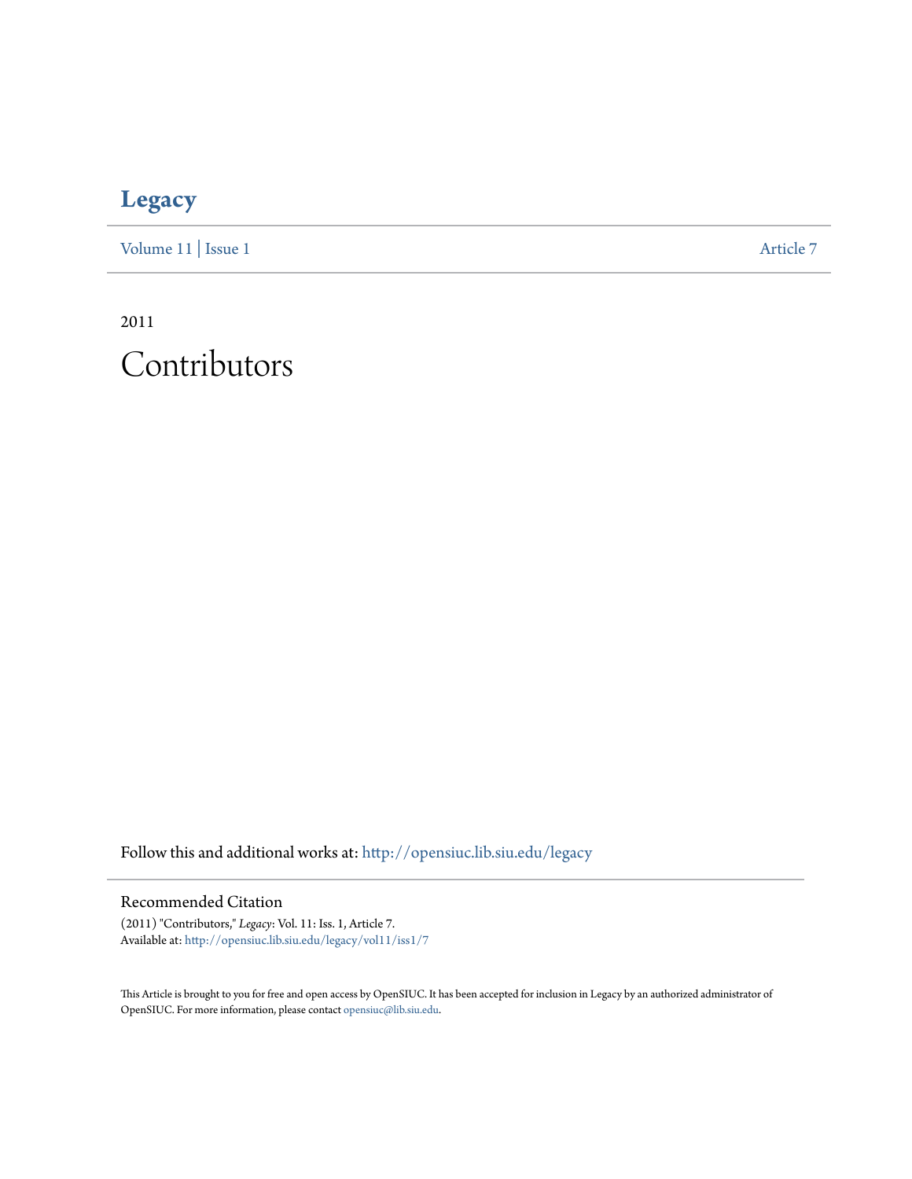# Legacy

Volume 11 | Issue 1 Article 7

2011

# Contributors

Follow this and additional works at: http://opensiuc.lib.siu.edu/legacy

## Recommended Citation

(2011) "Contributors," *Legacy*: Vol. 11: Iss. 1, Article 7.
Available at: http://opensiuc.lib.siu.edu/legacy/vol11/iss1/7

This Article is brought to you for free and open access by OpenSIUC. It has been accepted for inclusion in Legacy by an authorized administrator of OpenSIUC. For more information, please contact opensiuc@lib.siu.edu.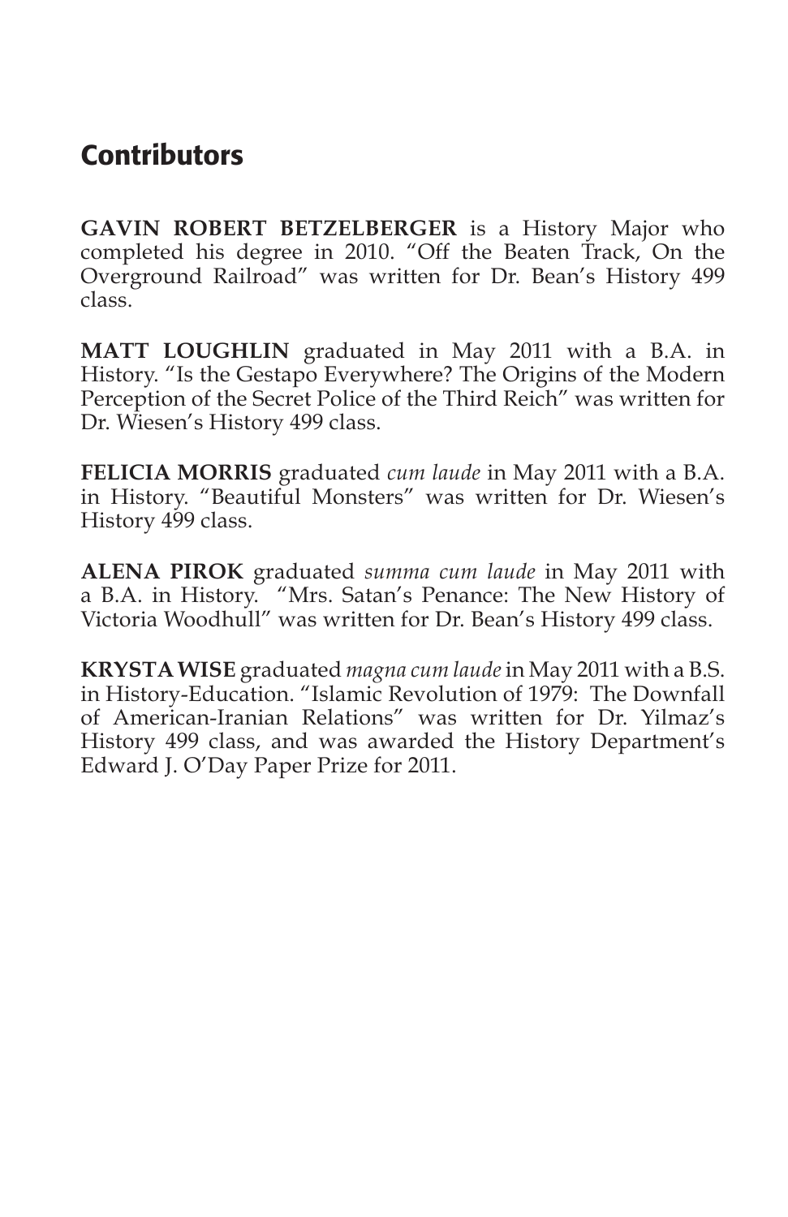## Contributors

**GAVIN ROBERT BETZELBERGER** is a History Major who completed his degree in 2010. "Off the Beaten Track, On the Overground Railroad" was written for Dr. Bean's History 499 class.

**MATT LOUGHLIN** graduated in May 2011 with a B.A. in History. "Is the Gestapo Everywhere? The Origins of the Modern Perception of the Secret Police of the Third Reich" was written for Dr. Wiesen's History 499 class.

**FELICIA MORRIS** graduated *cum laude* in May 2011 with a B.A. in History. "Beautiful Monsters" was written for Dr. Wiesen's History 499 class.

**ALENA PIROK** graduated *summa cum laude* in May 2011 with a B.A. in History. "Mrs. Satan's Penance: The New History of Victoria Woodhull" was written for Dr. Bean's History 499 class.

**KRYSTA WISE** graduated *magna cum laude* in May 2011 with a B.S. in History-Education. "Islamic Revolution of 1979: The Downfall of American-Iranian Relations" was written for Dr. Yilmaz's History 499 class, and was awarded the History Department's Edward J. O'Day Paper Prize for 2011.